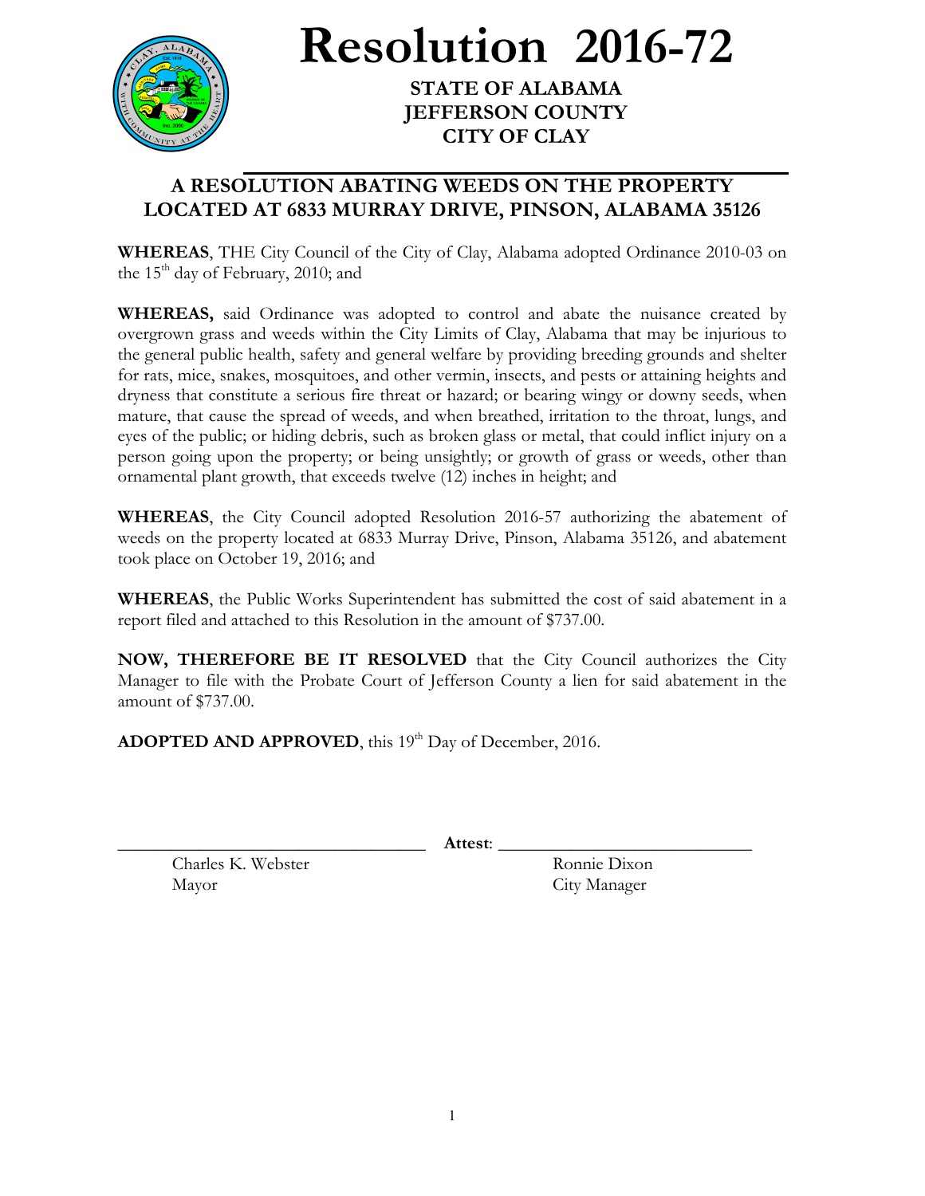# Resolution 2016-72

**STATE OF ALABAMA**
**JEFFERSON COUNTY**
**CITY OF CLAY**

## A RESOLUTION ABATING WEEDS ON THE PROPERTY LOCATED AT 6833 MURRAY DRIVE, PINSON, ALABAMA 35126

**WHEREAS**, THE City Council of the City of Clay, Alabama adopted Ordinance 2010-03 on the 15th day of February, 2010; and

**WHEREAS,** said Ordinance was adopted to control and abate the nuisance created by overgrown grass and weeds within the City Limits of Clay, Alabama that may be injurious to the general public health, safety and general welfare by providing breeding grounds and shelter for rats, mice, snakes, mosquitoes, and other vermin, insects, and pests or attaining heights and dryness that constitute a serious fire threat or hazard; or bearing wingy or downy seeds, when mature, that cause the spread of weeds, and when breathed, irritation to the throat, lungs, and eyes of the public; or hiding debris, such as broken glass or metal, that could inflict injury on a person going upon the property; or being unsightly; or growth of grass or weeds, other than ornamental plant growth, that exceeds twelve (12) inches in height; and

**WHEREAS**, the City Council adopted Resolution 2016-57 authorizing the abatement of weeds on the property located at 6833 Murray Drive, Pinson, Alabama 35126, and abatement took place on October 19, 2016; and

**WHEREAS**, the Public Works Superintendent has submitted the cost of said abatement in a report filed and attached to this Resolution in the amount of $737.00.

**NOW, THEREFORE BE IT RESOLVED** that the City Council authorizes the City Manager to file with the Probate Court of Jefferson County a lien for said abatement in the amount of $737.00.

**ADOPTED AND APPROVED**, this 19th Day of December, 2016.

\_\_\_\_\_\_\_\_\_\_\_\_\_\_\_\_\_\_\_\_\_\_\_\_\_\_\_\_\_\_\_\_ **Attest**: \_\_\_\_\_\_\_\_\_\_\_\_\_\_\_\_\_\_\_\_\_\_\_\_\_\_\_\_\_\_

Charles K. Webster
Mayor

Ronnie Dixon
City Manager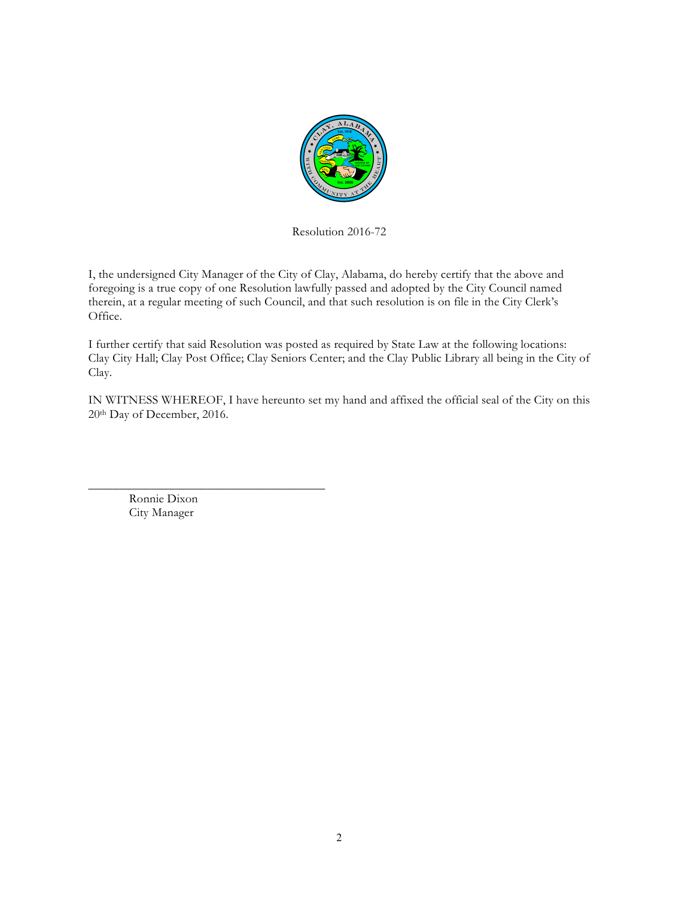Resolution 2016-72

I, the undersigned City Manager of the City of Clay, Alabama, do hereby certify that the above and foregoing is a true copy of one Resolution lawfully passed and adopted by the City Council named therein, at a regular meeting of such Council, and that such resolution is on file in the City Clerk's Office.

I further certify that said Resolution was posted as required by State Law at the following locations: Clay City Hall; Clay Post Office; Clay Seniors Center; and the Clay Public Library all being in the City of Clay.

IN WITNESS WHEREOF, I have hereunto set my hand and affixed the official seal of the City on this 20th Day of December, 2016.

\_\_\_\_\_\_\_\_\_\_\_\_\_\_\_\_\_\_\_\_\_\_\_\_\_\_\_\_\_\_\_\_\_\_\_\_\_\_\_\_

Ronnie Dixon
City Manager